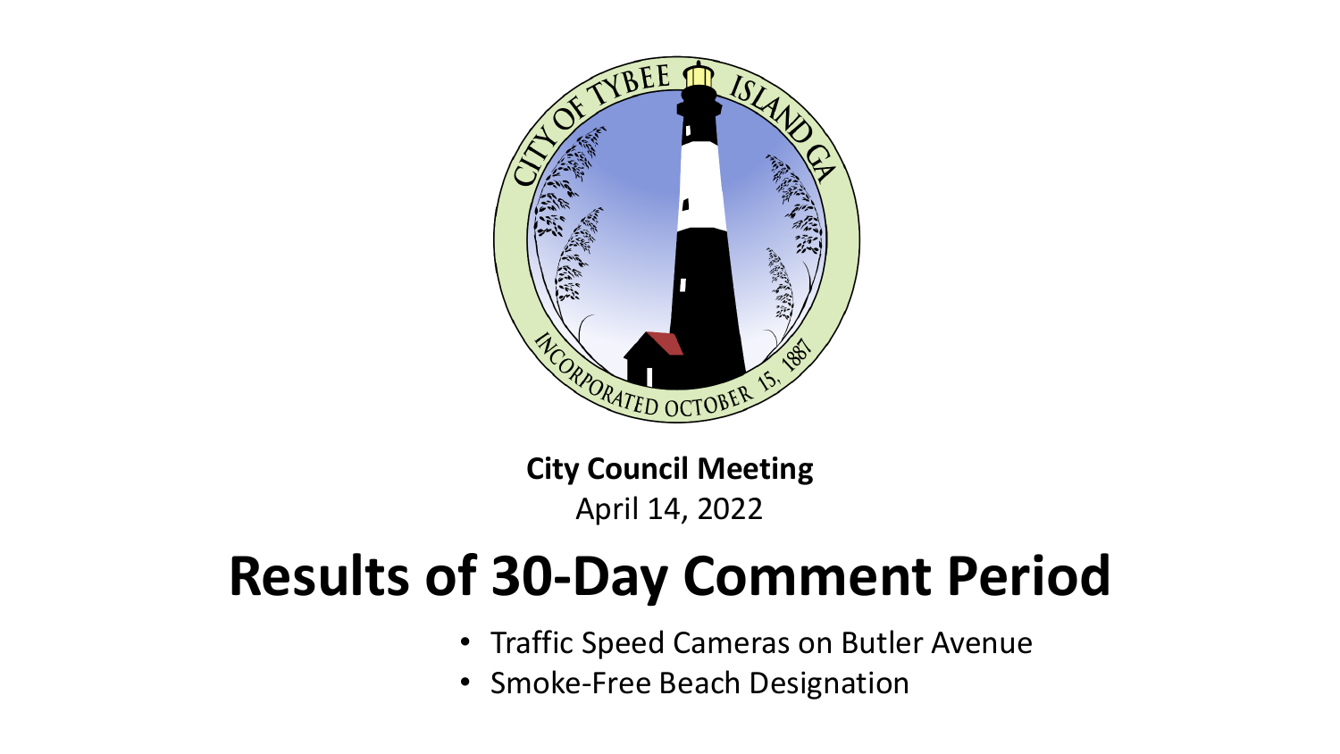**City Council Meeting**

April 14, 2022

# Results of 30-Day Comment Period

- Traffic Speed Cameras on Butler Avenue
- Smoke-Free Beach Designation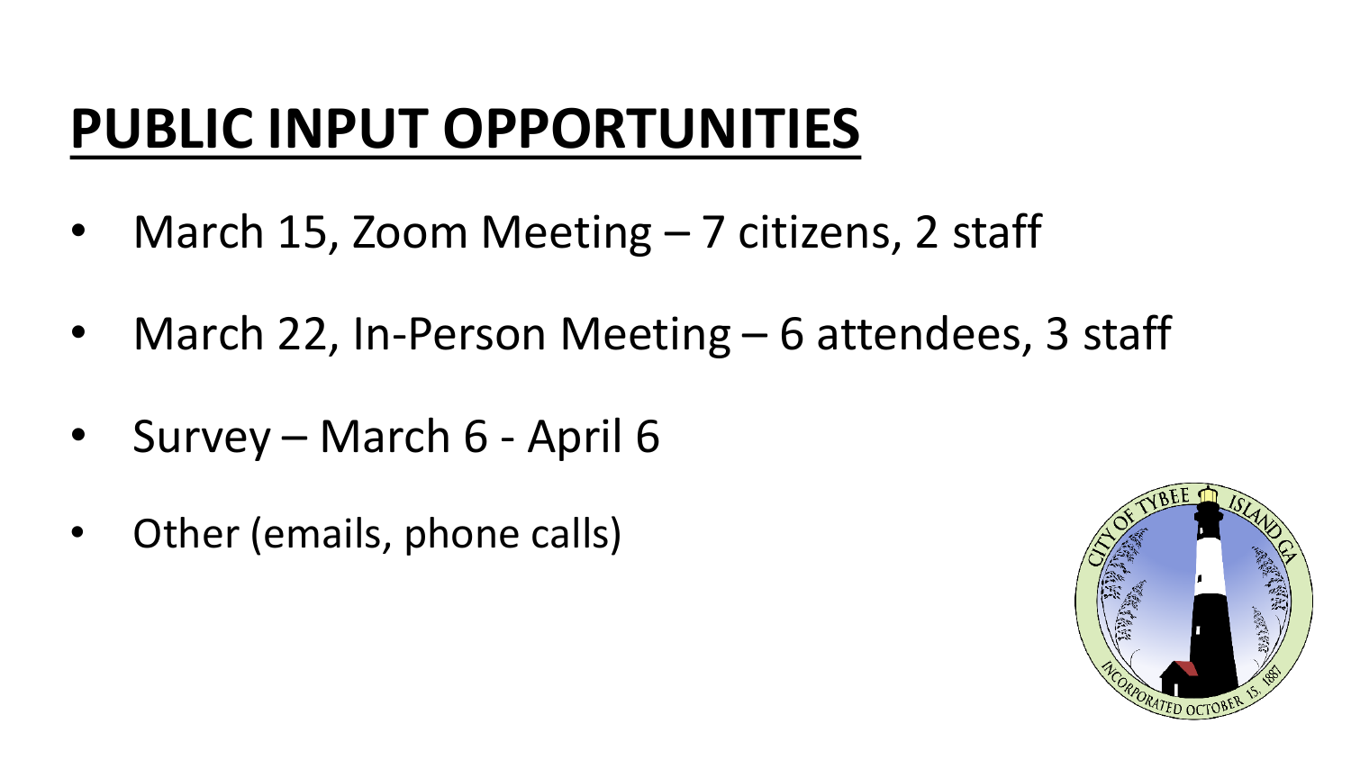# PUBLIC INPUT OPPORTUNITIES

- March 15, Zoom Meeting – 7 citizens, 2 staff
- March 22, In-Person Meeting – 6 attendees, 3 staff
- Survey – March 6 - April 6
- Other (emails, phone calls)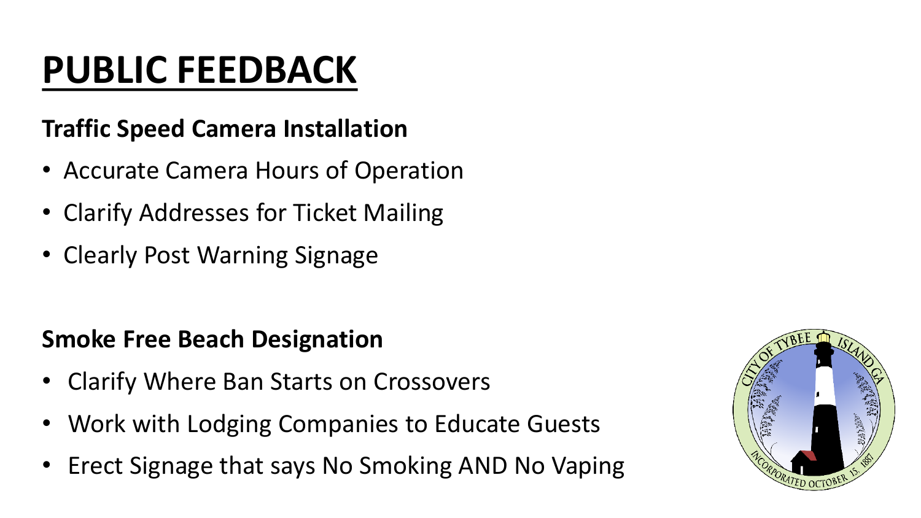# PUBLIC FEEDBACK

**Traffic Speed Camera Installation**

- Accurate Camera Hours of Operation
- Clarify Addresses for Ticket Mailing
- Clearly Post Warning Signage

**Smoke Free Beach Designation**

- Clarify Where Ban Starts on Crossovers
- Work with Lodging Companies to Educate Guests
- Erect Signage that says No Smoking AND No Vaping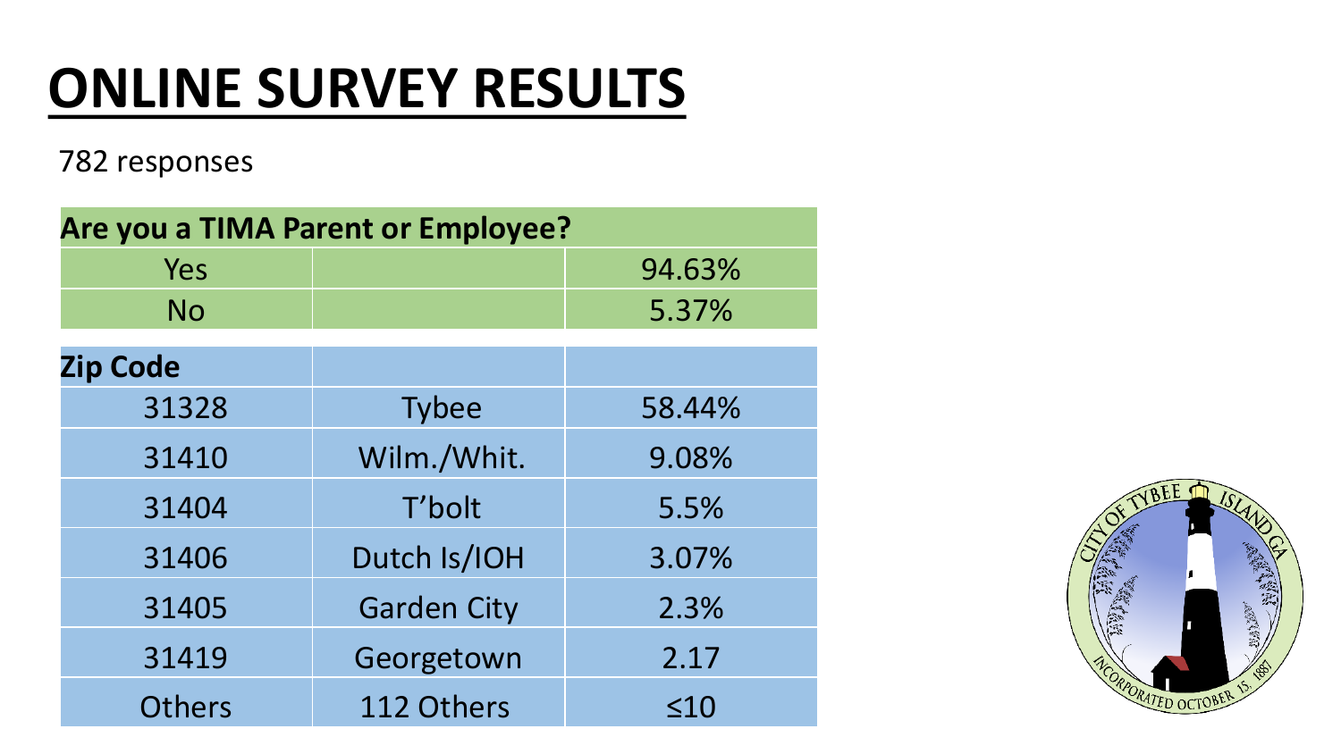# ONLINE SURVEY RESULTS

782 responses

| Are you a TIMA Parent or Employee? | | |
|---|---|---|
| Yes | | 94.63% |
| No | | 5.37% |

| Zip Code | | |
|---|---|---|
| 31328 | Tybee | 58.44% |
| 31410 | Wilm./Whit. | 9.08% |
| 31404 | T'bolt | 5.5% |
| 31406 | Dutch Is/IOH | 3.07% |
| 31405 | Garden City | 2.3% |
| 31419 | Georgetown | 2.17 |
| Others | 112 Others | ≤10 |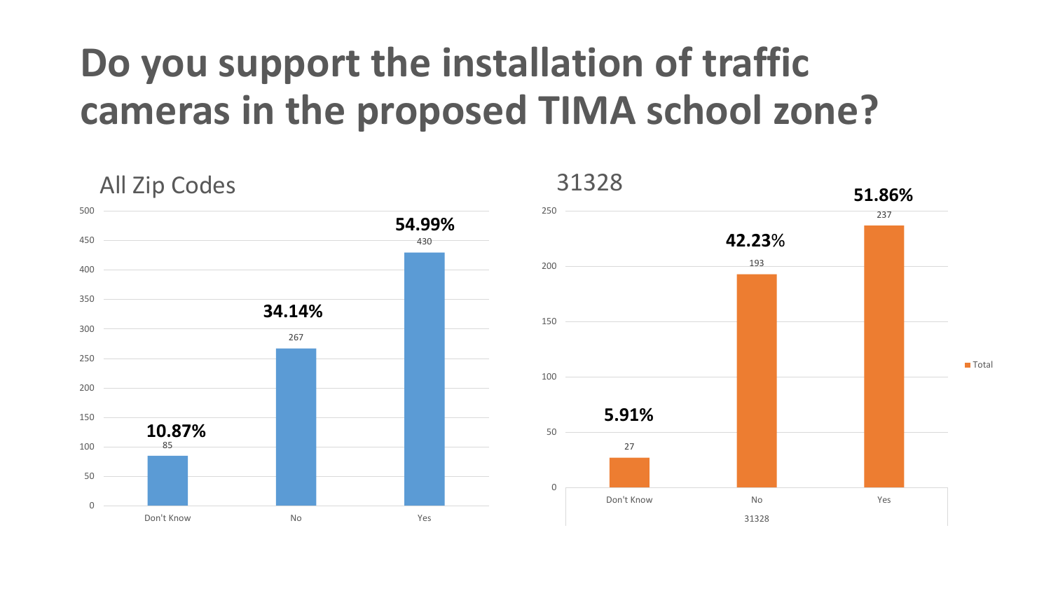# Do you support the installation of traffic cameras in the proposed TIMA school zone?

## All Zip Codes

| Response | Count | Percent |
|---|---|---|
| Don't Know | 85 | 10.87% |
| No | 267 | 34.14% |
| Yes | 430 | 54.99% |

## 31328

| Response | Total | Percent |
|---|---|---|
| Don't Know | 27 | 5.91% |
| No | 193 | 42.23% |
| Yes | 237 | 51.86% |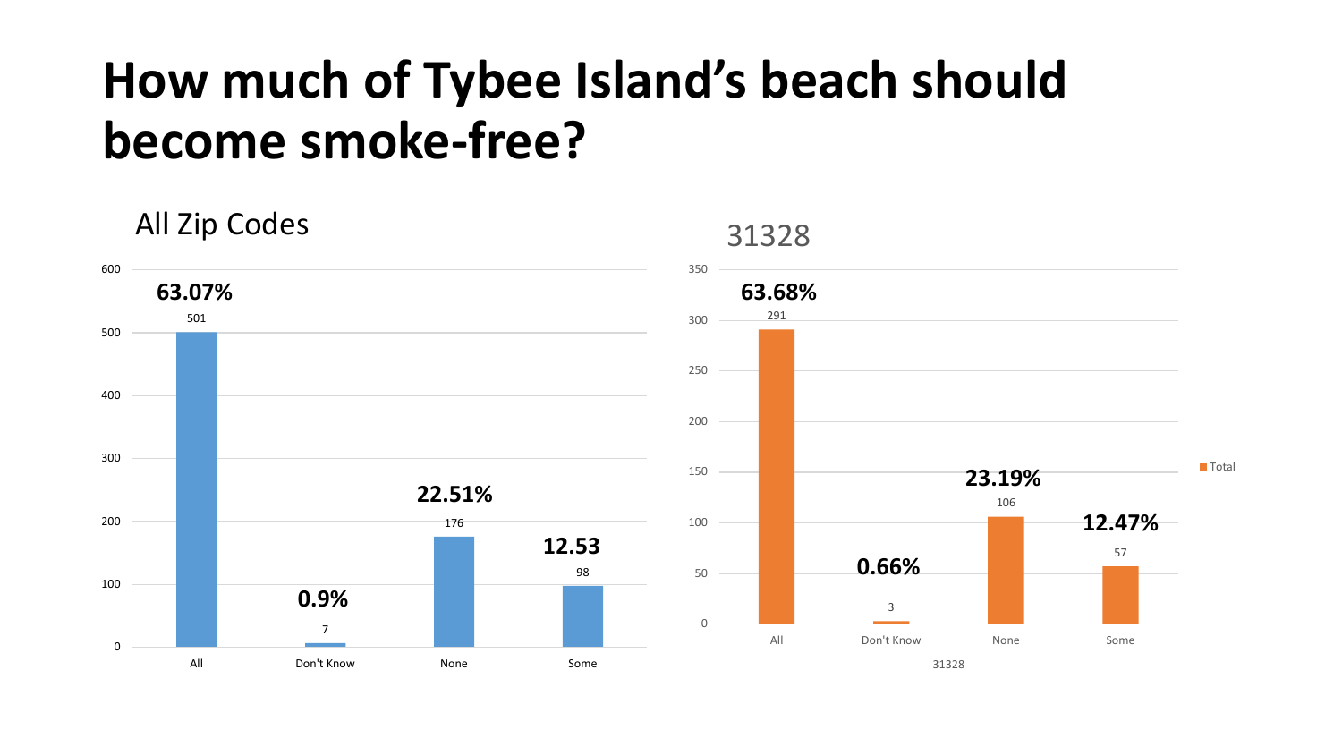# How much of Tybee Island's beach should become smoke-free?

## All Zip Codes

| Response | Count | Percentage |
|---|---|---|
| All | 501 | 63.07% |
| Don't Know | 7 | 0.9% |
| None | 176 | 22.51% |
| Some | 98 | 12.53 |

## 31328

| Response | Count | Percentage |
|---|---|---|
| All | 291 | 63.68% |
| Don't Know | 3 | 0.66% |
| None | 106 | 23.19% |
| Some | 57 | 12.47% |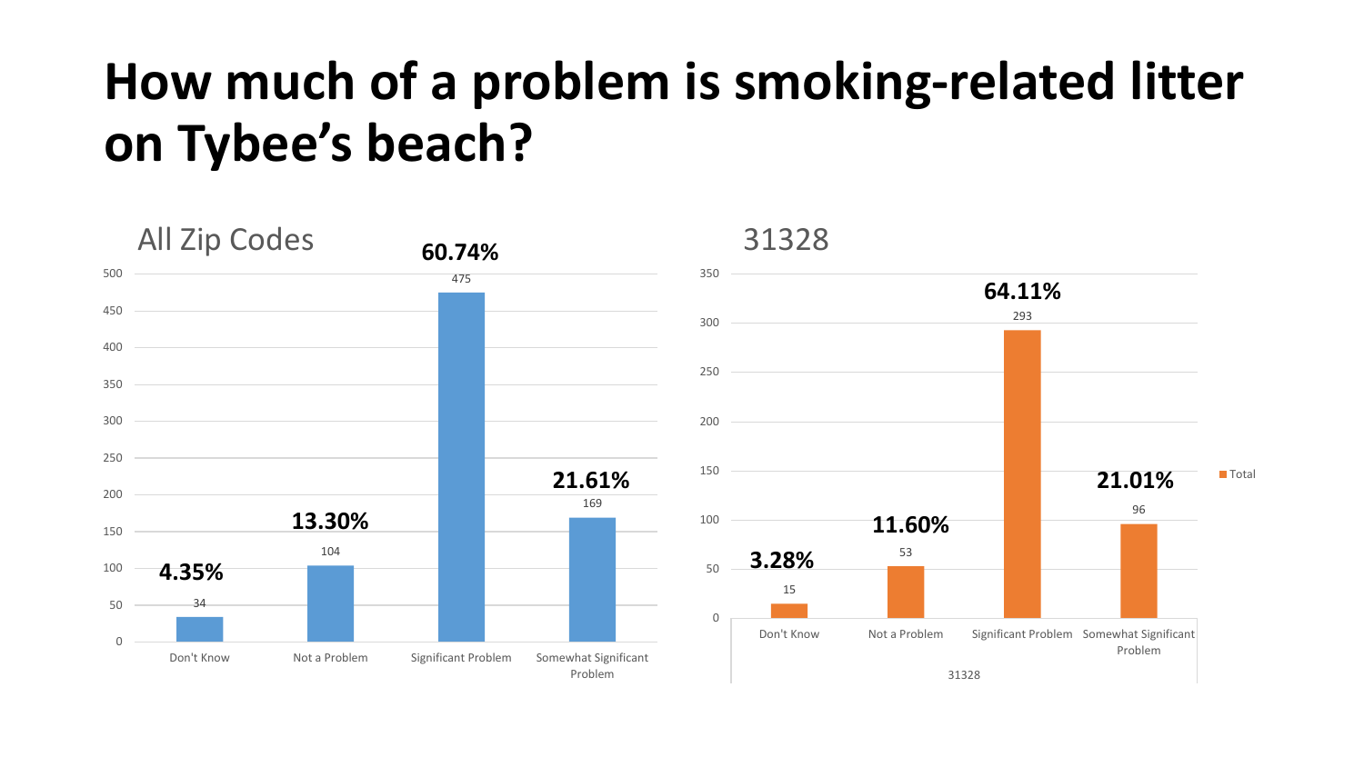# How much of a problem is smoking-related litter on Tybee's beach?

All Zip Codes

500
450
400
350
300
250
200
150
100
50
0

4.35%
34
Don't Know

13.30%
104
Not a Problem

60.74%
475
Significant Problem

21.61%
169
Somewhat Significant Problem

31328

350
300
250
200
150
100
50
0

3.28%
15
Don't Know

11.60%
53
Not a Problem

64.11%
293
Significant Problem

21.01%
96
Somewhat Significant Problem

31328

Total